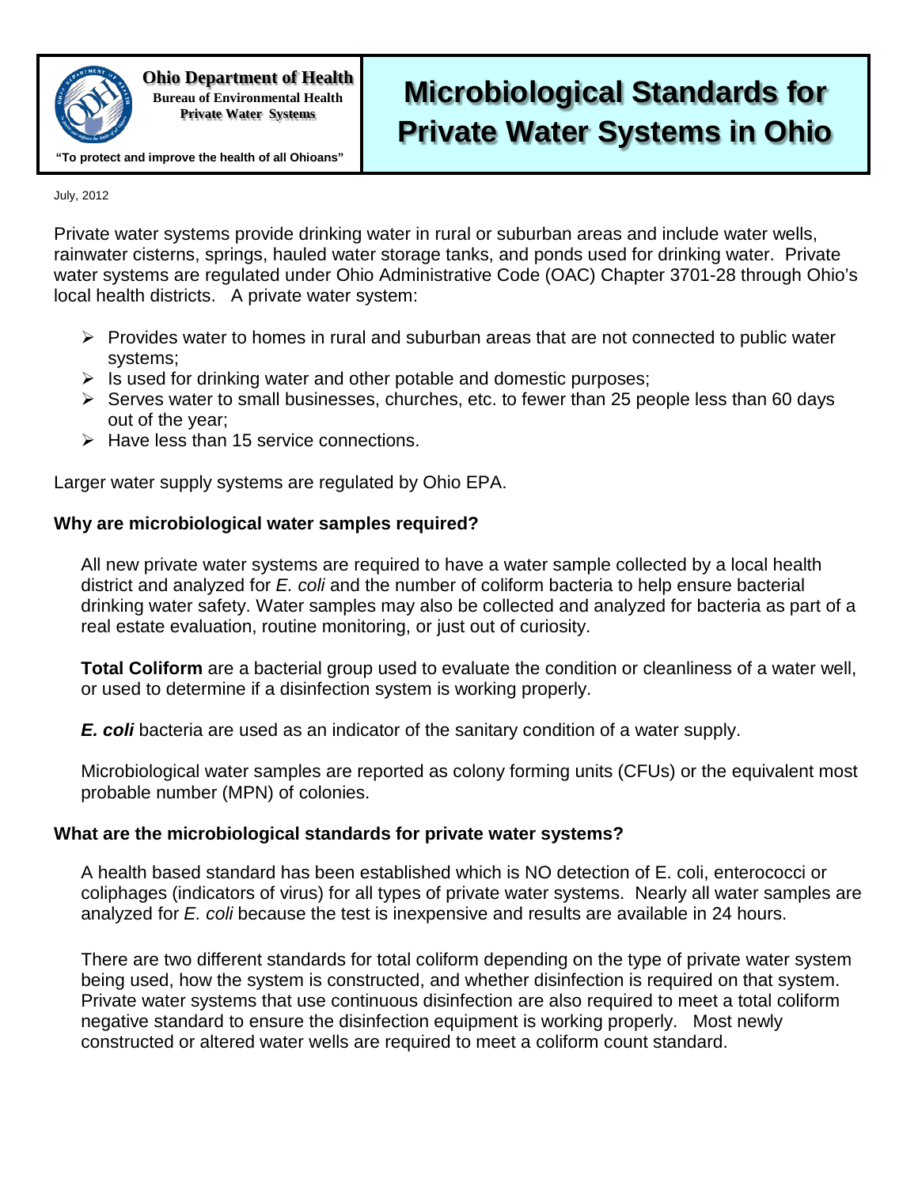**Ohio Department of Health**
**Bureau of Environmental Health**
**Private Water Systems**

**"To protect and improve the health of all Ohioans"**

# Microbiological Standards for Private Water Systems in Ohio

July, 2012

Private water systems provide drinking water in rural or suburban areas and include water wells, rainwater cisterns, springs, hauled water storage tanks, and ponds used for drinking water. Private water systems are regulated under Ohio Administrative Code (OAC) Chapter 3701-28 through Ohio's local health districts. A private water system:

- Provides water to homes in rural and suburban areas that are not connected to public water systems;
- Is used for drinking water and other potable and domestic purposes;
- Serves water to small businesses, churches, etc. to fewer than 25 people less than 60 days out of the year;
- Have less than 15 service connections.

Larger water supply systems are regulated by Ohio EPA.

### Why are microbiological water samples required?

All new private water systems are required to have a water sample collected by a local health district and analyzed for *E. coli* and the number of coliform bacteria to help ensure bacterial drinking water safety. Water samples may also be collected and analyzed for bacteria as part of a real estate evaluation, routine monitoring, or just out of curiosity.

**Total Coliform** are a bacterial group used to evaluate the condition or cleanliness of a water well, or used to determine if a disinfection system is working properly.

***E. coli*** bacteria are used as an indicator of the sanitary condition of a water supply.

Microbiological water samples are reported as colony forming units (CFUs) or the equivalent most probable number (MPN) of colonies.

### What are the microbiological standards for private water systems?

A health based standard has been established which is NO detection of E. coli, enterococci or coliphages (indicators of virus) for all types of private water systems. Nearly all water samples are analyzed for *E. coli* because the test is inexpensive and results are available in 24 hours.

There are two different standards for total coliform depending on the type of private water system being used, how the system is constructed, and whether disinfection is required on that system. Private water systems that use continuous disinfection are also required to meet a total coliform negative standard to ensure the disinfection equipment is working properly. Most newly constructed or altered water wells are required to meet a coliform count standard.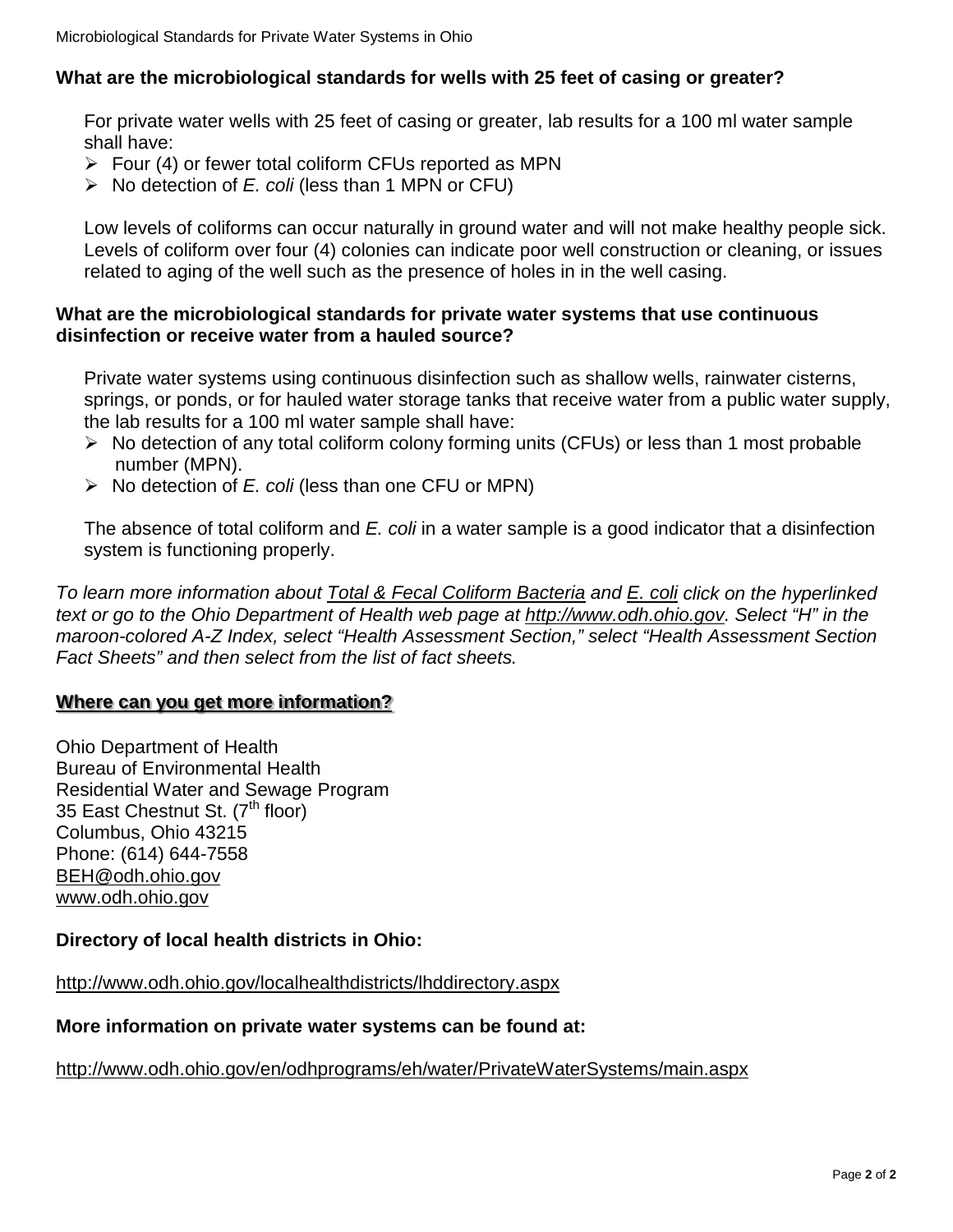**What are the microbiological standards for wells with 25 feet of casing or greater?**

For private water wells with 25 feet of casing or greater, lab results for a 100 ml water sample shall have:

- Four (4) or fewer total coliform CFUs reported as MPN
- No detection of *E. coli* (less than 1 MPN or CFU)

Low levels of coliforms can occur naturally in ground water and will not make healthy people sick. Levels of coliform over four (4) colonies can indicate poor well construction or cleaning, or issues related to aging of the well such as the presence of holes in in the well casing.

**What are the microbiological standards for private water systems that use continuous disinfection or receive water from a hauled source?**

Private water systems using continuous disinfection such as shallow wells, rainwater cisterns, springs, or ponds, or for hauled water storage tanks that receive water from a public water supply, the lab results for a 100 ml water sample shall have:

- No detection of any total coliform colony forming units (CFUs) or less than 1 most probable number (MPN).
- No detection of *E. coli* (less than one CFU or MPN)

The absence of total coliform and *E. coli* in a water sample is a good indicator that a disinfection system is functioning properly.

*To learn more information about Total & Fecal Coliform Bacteria and E. coli click on the hyperlinked text or go to the Ohio Department of Health web page at http://www.odh.ohio.gov. Select "H" in the maroon-colored A-Z Index, select "Health Assessment Section," select "Health Assessment Section Fact Sheets" and then select from the list of fact sheets.*

## Where can you get more information?

Ohio Department of Health
Bureau of Environmental Health
Residential Water and Sewage Program
35 East Chestnut St. (7th floor)
Columbus, Ohio 43215
Phone: (614) 644-7558
BEH@odh.ohio.gov
www.odh.ohio.gov

**Directory of local health districts in Ohio:**

http://www.odh.ohio.gov/localhealthdistricts/lhddirectory.aspx

**More information on private water systems can be found at:**

http://www.odh.ohio.gov/en/odhprograms/eh/water/PrivateWaterSystems/main.aspx